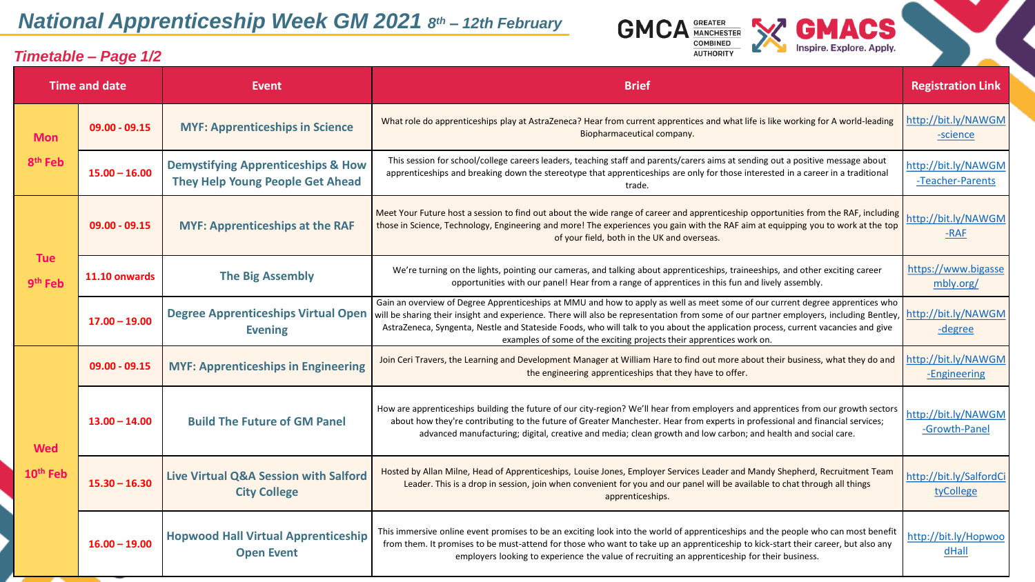# National Apprenticeship Week GM 2021 8th – 12th February

GMCA GREATER MANCHESTER COMBINED AUTHORITY | GMACS Inspire. Explore. Apply.

## Timetable – Page 1/2

| Time and date | | Event | Brief | Registration Link |
|---|---|---|---|---|
| Mon 8th Feb | 09.00 - 09.15 | MYF: Apprenticeships in Science | What role do apprenticeships play at AstraZeneca? Hear from current apprentices and what life is like working for A world-leading Biopharmaceutical company. | http://bit.ly/NAWGM-science |
| | 15.00 – 16.00 | Demystifying Apprenticeships & How They Help Young People Get Ahead | This session for school/college careers leaders, teaching staff and parents/carers aims at sending out a positive message about apprenticeships and breaking down the stereotype that apprenticeships are only for those interested in a career in a traditional trade. | http://bit.ly/NAWGM-Teacher-Parents |
| Tue 9th Feb | 09.00 - 09.15 | MYF: Apprenticeships at the RAF | Meet Your Future host a session to find out about the wide range of career and apprenticeship opportunities from the RAF, including those in Science, Technology, Engineering and more! The experiences you gain with the RAF aim at equipping you to work at the top of your field, both in the UK and overseas. | http://bit.ly/NAWGM-RAF |
| | 11.10 onwards | The Big Assembly | We're turning on the lights, pointing our cameras, and talking about apprenticeships, traineeships, and other exciting career opportunities with our panel! Hear from a range of apprentices in this fun and lively assembly. | https://www.bigassembly.org/ |
| | 17.00 – 19.00 | Degree Apprenticeships Virtual Open Evening | Gain an overview of Degree Apprenticeships at MMU and how to apply as well as meet some of our current degree apprentices who will be sharing their insight and experience. There will also be representation from some of our partner employers, including Bentley, AstraZeneca, Syngenta, Nestle and Stateside Foods, who will talk to you about the application process, current vacancies and give examples of some of the exciting projects their apprentices work on. | http://bit.ly/NAWGM-degree |
| Wed 10th Feb | 09.00 - 09.15 | MYF: Apprenticeships in Engineering | Join Ceri Travers, the Learning and Development Manager at William Hare to find out more about their business, what they do and the engineering apprenticeships that they have to offer. | http://bit.ly/NAWGM-Engineering |
| | 13.00 – 14.00 | Build The Future of GM Panel | How are apprenticeships building the future of our city-region? We'll hear from employers and apprentices from our growth sectors about how they're contributing to the future of Greater Manchester. Hear from experts in professional and financial services; advanced manufacturing; digital, creative and media; clean growth and low carbon; and health and social care. | http://bit.ly/NAWGM-Growth-Panel |
| | 15.30 – 16.30 | Live Virtual Q&A Session with Salford City College | Hosted by Allan Milne, Head of Apprenticeships, Louise Jones, Employer Services Leader and Mandy Shepherd, Recruitment Team Leader. This is a drop in session, join when convenient for you and our panel will be available to chat through all things apprenticeships. | http://bit.ly/SalfordCityCollege |
| | 16.00 – 19.00 | Hopwood Hall Virtual Apprenticeship Open Event | This immersive online event promises to be an exciting look into the world of apprenticeships and the people who can most benefit from them. It promises to be must-attend for those who want to take up an apprenticeship to kick-start their career, but also any employers looking to experience the value of recruiting an apprenticeship for their business. | http://bit.ly/HopwoodHall |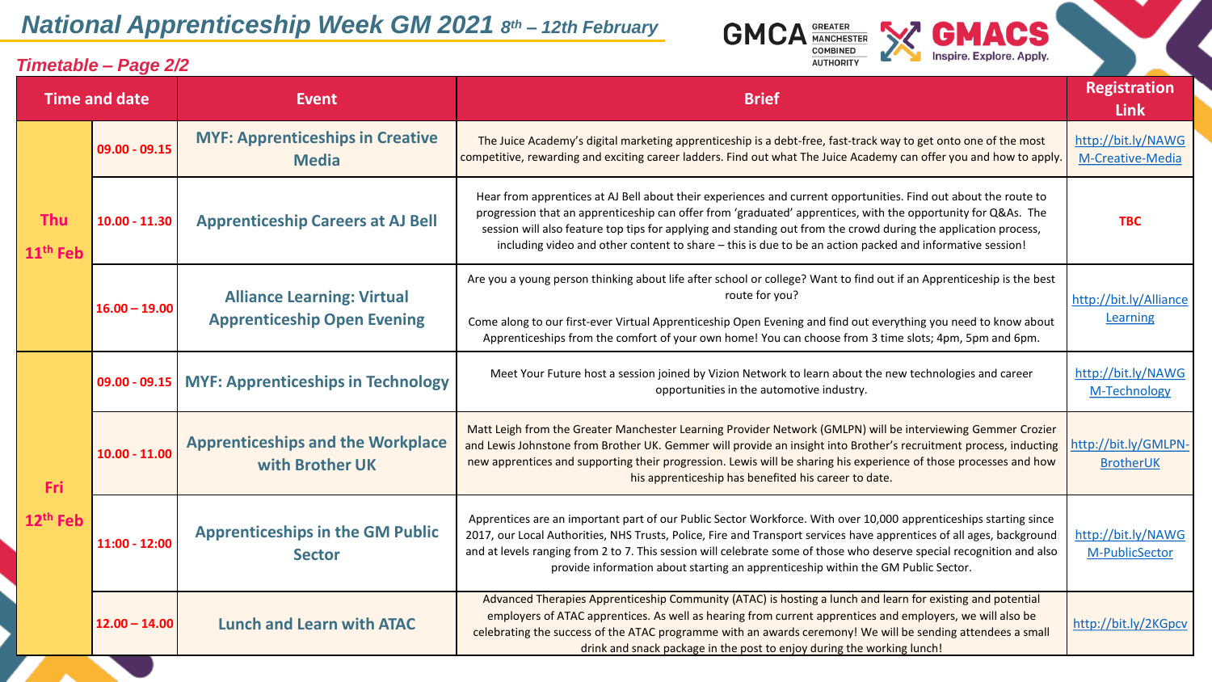# National Apprenticeship Week GM 2021 8th – 12th February

*Timetable – Page 2/2*

| Time and date | | Event | Brief | Registration Link |
|---|---|---|---|---|
| Thu 11th Feb | 09.00 - 09.15 | MYF: Apprenticeships in Creative Media | The Juice Academy's digital marketing apprenticeship is a debt-free, fast-track way to get onto one of the most competitive, rewarding and exciting career ladders. Find out what The Juice Academy can offer you and how to apply. | http://bit.ly/NAWGM-Creative-Media |
| | 10.00 - 11.30 | Apprenticeship Careers at AJ Bell | Hear from apprentices at AJ Bell about their experiences and current opportunities. Find out about the route to progression that an apprenticeship can offer from 'graduated' apprentices, with the opportunity for Q&As. The session will also feature top tips for applying and standing out from the crowd during the application process, including video and other content to share – this is due to be an action packed and informative session! | TBC |
| | 16.00 – 19.00 | Alliance Learning: Virtual Apprenticeship Open Evening | Are you a young person thinking about life after school or college? Want to find out if an Apprenticeship is the best route for you? Come along to our first-ever Virtual Apprenticeship Open Evening and find out everything you need to know about Apprenticeships from the comfort of your own home! You can choose from 3 time slots; 4pm, 5pm and 6pm. | http://bit.ly/AllianceLearning |
| Fri 12th Feb | 09.00 - 09.15 | MYF: Apprenticeships in Technology | Meet Your Future host a session joined by Vizion Network to learn about the new technologies and career opportunities in the automotive industry. | http://bit.ly/NAWGM-Technology |
| | 10.00 - 11.00 | Apprenticeships and the Workplace with Brother UK | Matt Leigh from the Greater Manchester Learning Provider Network (GMLPN) will be interviewing Gemmer Crozier and Lewis Johnstone from Brother UK. Gemmer will provide an insight into Brother's recruitment process, inducting new apprentices and supporting their progression. Lewis will be sharing his experience of those processes and how his apprenticeship has benefited his career to date. | http://bit.ly/GMLPN-BrotherUK |
| | 11:00 - 12:00 | Apprenticeships in the GM Public Sector | Apprentices are an important part of our Public Sector Workforce. With over 10,000 apprenticeships starting since 2017, our Local Authorities, NHS Trusts, Police, Fire and Transport services have apprentices of all ages, background and at levels ranging from 2 to 7. This session will celebrate some of those who deserve special recognition and also provide information about starting an apprenticeship within the GM Public Sector. | http://bit.ly/NAWGM-PublicSector |
| | 12.00 – 14.00 | Lunch and Learn with ATAC | Advanced Therapies Apprenticeship Community (ATAC) is hosting a lunch and learn for existing and potential employers of ATAC apprentices. As well as hearing from current apprentices and employers, we will also be celebrating the success of the ATAC programme with an awards ceremony! We will be sending attendees a small drink and snack package in the post to enjoy during the working lunch! | http://bit.ly/2KGpcv |